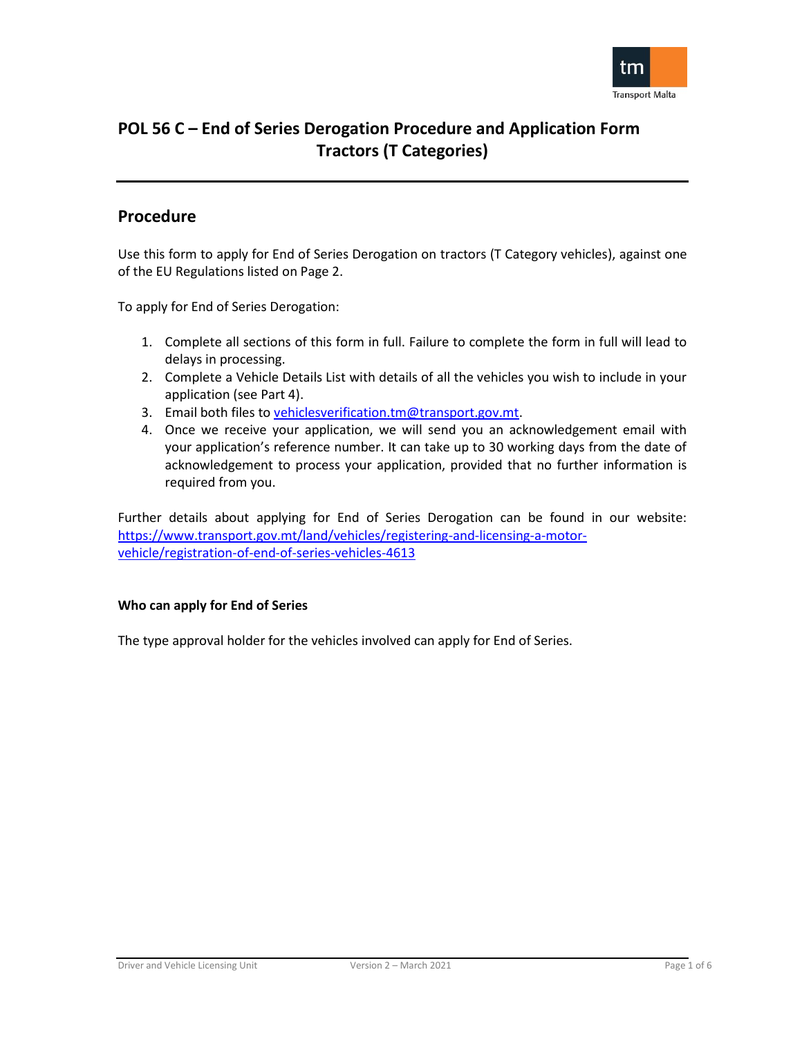# POL 56 C – End of Series Derogation Procedure and Application Form Tractors (T Categories)

## Procedure

Use this form to apply for End of Series Derogation on tractors (T Category vehicles), against one of the EU Regulations listed on Page 2.

To apply for End of Series Derogation:

1. Complete all sections of this form in full. Failure to complete the form in full will lead to delays in processing.
2. Complete a Vehicle Details List with details of all the vehicles you wish to include in your application (see Part 4).
3. Email both files to vehiclesverification.tm@transport.gov.mt.
4. Once we receive your application, we will send you an acknowledgement email with your application's reference number. It can take up to 30 working days from the date of acknowledgement to process your application, provided that no further information is required from you.

Further details about applying for End of Series Derogation can be found in our website: https://www.transport.gov.mt/land/vehicles/registering-and-licensing-a-motor-vehicle/registration-of-end-of-series-vehicles-4613

### Who can apply for End of Series

The type approval holder for the vehicles involved can apply for End of Series.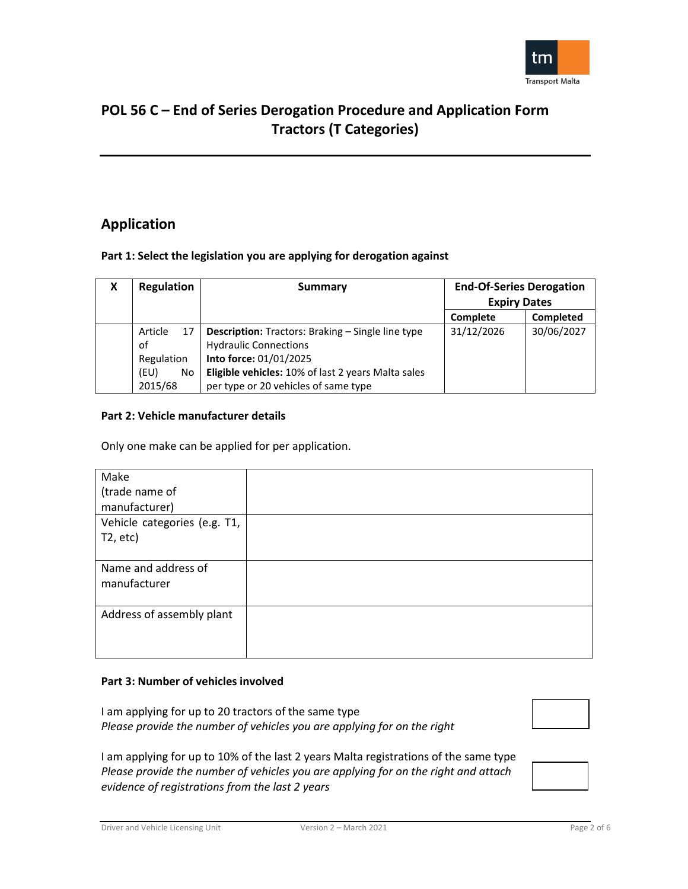# POL 56 C – End of Series Derogation Procedure and Application Form Tractors (T Categories)

## Application

**Part 1: Select the legislation you are applying for derogation against**

| X | Regulation | Summary | End-Of-Series Derogation Expiry Dates | |
|---|---|---|---|---|
| | | | **Complete** | **Completed** |
| | Article 17 of Regulation (EU) No 2015/68 | **Description:** Tractors: Braking – Single line type Hydraulic Connections<br>**Into force:** 01/01/2025<br>**Eligible vehicles:** 10% of last 2 years Malta sales per type or 20 vehicles of same type | 31/12/2026 | 30/06/2027 |

**Part 2: Vehicle manufacturer details**

Only one make can be applied for per application.

| | |
|---|---|
| Make (trade name of manufacturer) | |
| Vehicle categories (e.g. T1, T2, etc) | |
| Name and address of manufacturer | |
| Address of assembly plant | |

**Part 3: Number of vehicles involved**

I am applying for up to 20 tractors of the same type
*Please provide the number of vehicles you are applying for on the right*

I am applying for up to 10% of the last 2 years Malta registrations of the same type
*Please provide the number of vehicles you are applying for on the right and attach evidence of registrations from the last 2 years*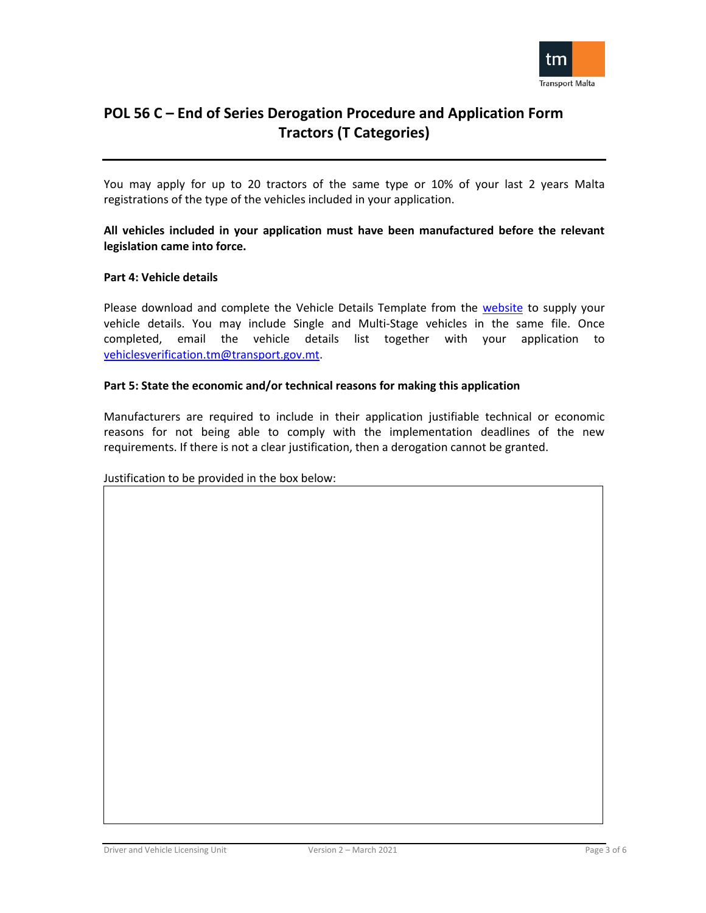# POL 56 C – End of Series Derogation Procedure and Application Form Tractors (T Categories)

You may apply for up to 20 tractors of the same type or 10% of your last 2 years Malta registrations of the type of the vehicles included in your application.

**All vehicles included in your application must have been manufactured before the relevant legislation came into force.**

**Part 4: Vehicle details**

Please download and complete the Vehicle Details Template from the website to supply your vehicle details. You may include Single and Multi-Stage vehicles in the same file. Once completed, email the vehicle details list together with your application to vehiclesverification.tm@transport.gov.mt.

**Part 5: State the economic and/or technical reasons for making this application**

Manufacturers are required to include in their application justifiable technical or economic reasons for not being able to comply with the implementation deadlines of the new requirements. If there is not a clear justification, then a derogation cannot be granted.

Justification to be provided in the box below:

| |
|---|
| |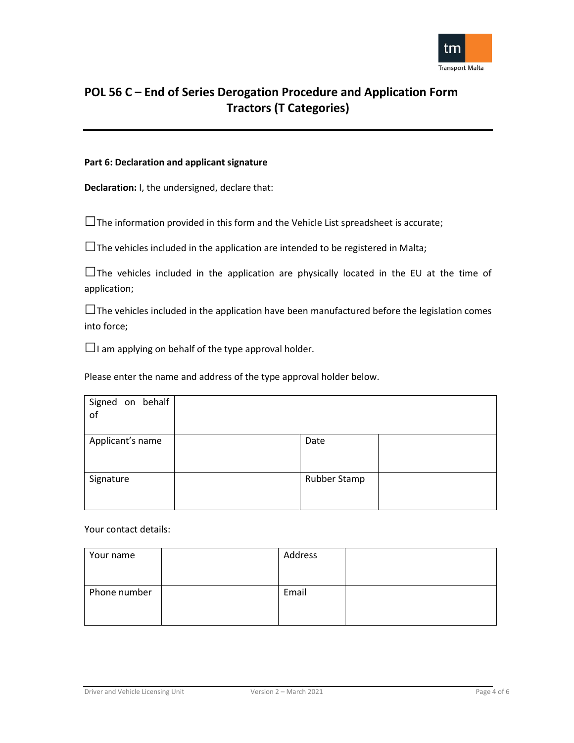# POL 56 C – End of Series Derogation Procedure and Application Form Tractors (T Categories)

**Part 6: Declaration and applicant signature**

**Declaration:** I, the undersigned, declare that:

☐The information provided in this form and the Vehicle List spreadsheet is accurate;

☐The vehicles included in the application are intended to be registered in Malta;

☐The vehicles included in the application are physically located in the EU at the time of application;

☐The vehicles included in the application have been manufactured before the legislation comes into force;

☐I am applying on behalf of the type approval holder.

Please enter the name and address of the type approval holder below.

| Signed on behalf of | | | |
|---|---|---|---|
| Applicant's name | | Date | |
| Signature | | Rubber Stamp | |

Your contact details:

| Your name | | Address | |
|---|---|---|---|
| Phone number | | Email | |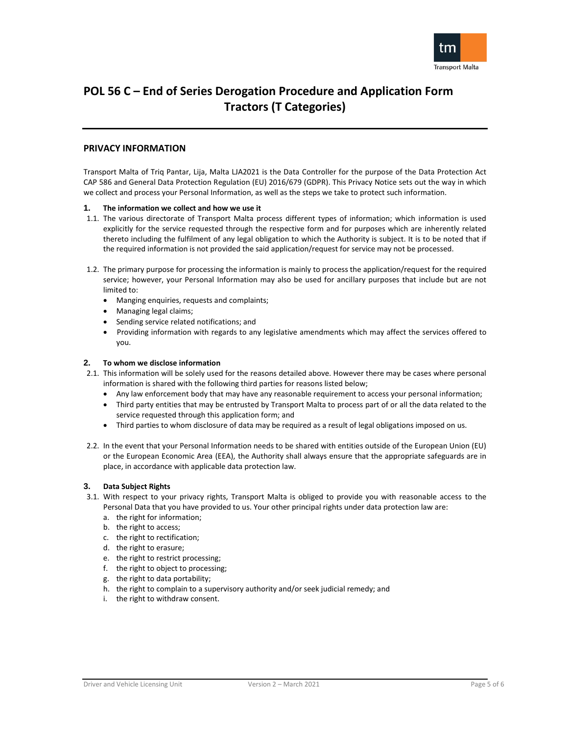# POL 56 C – End of Series Derogation Procedure and Application Form Tractors (T Categories)

## PRIVACY INFORMATION

Transport Malta of Triq Pantar, Lija, Malta LJA2021 is the Data Controller for the purpose of the Data Protection Act CAP 586 and General Data Protection Regulation (EU) 2016/679 (GDPR). This Privacy Notice sets out the way in which we collect and process your Personal Information, as well as the steps we take to protect such information.

### 1. The information we collect and how we use it

1.1. The various directorate of Transport Malta process different types of information; which information is used explicitly for the service requested through the respective form and for purposes which are inherently related thereto including the fulfilment of any legal obligation to which the Authority is subject. It is to be noted that if the required information is not provided the said application/request for service may not be processed.

1.2. The primary purpose for processing the information is mainly to process the application/request for the required service; however, your Personal Information may also be used for ancillary purposes that include but are not limited to:

- Manging enquiries, requests and complaints;
- Managing legal claims;
- Sending service related notifications; and
- Providing information with regards to any legislative amendments which may affect the services offered to you.

### 2. To whom we disclose information

2.1. This information will be solely used for the reasons detailed above. However there may be cases where personal information is shared with the following third parties for reasons listed below;

- Any law enforcement body that may have any reasonable requirement to access your personal information;
- Third party entities that may be entrusted by Transport Malta to process part of or all the data related to the service requested through this application form; and
- Third parties to whom disclosure of data may be required as a result of legal obligations imposed on us.

2.2. In the event that your Personal Information needs to be shared with entities outside of the European Union (EU) or the European Economic Area (EEA), the Authority shall always ensure that the appropriate safeguards are in place, in accordance with applicable data protection law.

### 3. Data Subject Rights

3.1. With respect to your privacy rights, Transport Malta is obliged to provide you with reasonable access to the Personal Data that you have provided to us. Your other principal rights under data protection law are:

a. the right for information;
b. the right to access;
c. the right to rectification;
d. the right to erasure;
e. the right to restrict processing;
f. the right to object to processing;
g. the right to data portability;
h. the right to complain to a supervisory authority and/or seek judicial remedy; and
i. the right to withdraw consent.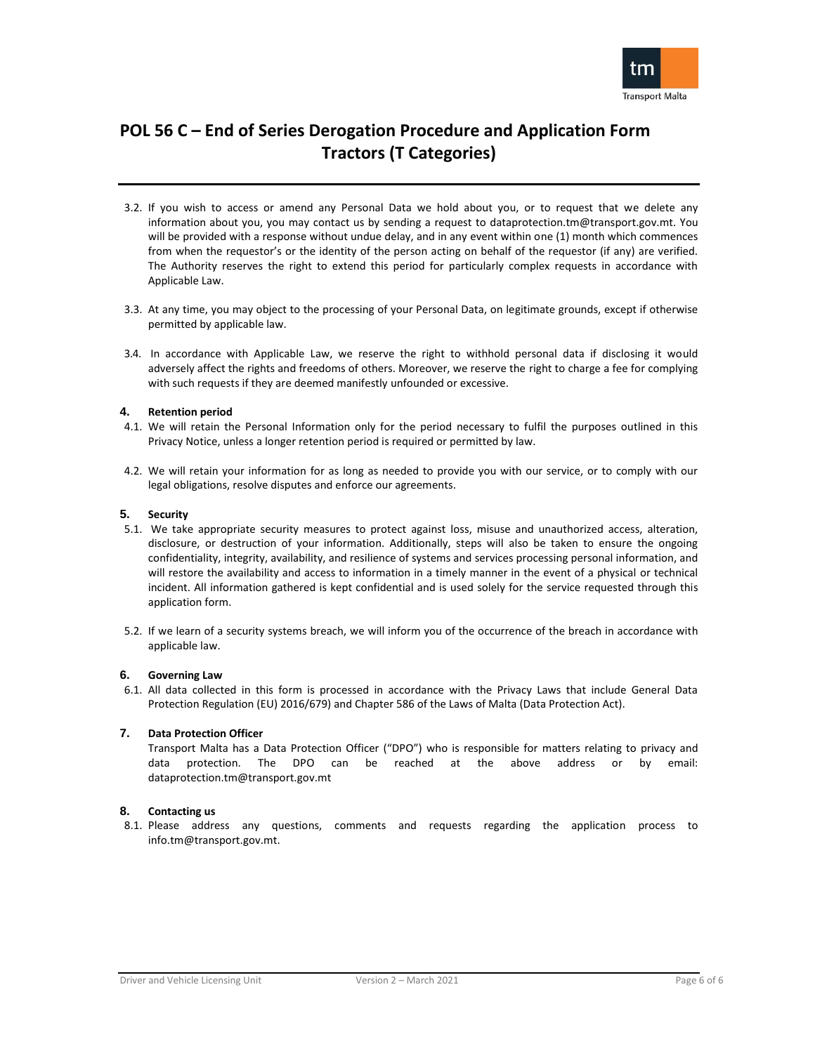3.2. If you wish to access or amend any Personal Data we hold about you, or to request that we delete any information about you, you may contact us by sending a request to dataprotection.tm@transport.gov.mt. You will be provided with a response without undue delay, and in any event within one (1) month which commences from when the requestor's or the identity of the person acting on behalf of the requestor (if any) are verified. The Authority reserves the right to extend this period for particularly complex requests in accordance with Applicable Law.

3.3. At any time, you may object to the processing of your Personal Data, on legitimate grounds, except if otherwise permitted by applicable law.

3.4. In accordance with Applicable Law, we reserve the right to withhold personal data if disclosing it would adversely affect the rights and freedoms of others. Moreover, we reserve the right to charge a fee for complying with such requests if they are deemed manifestly unfounded or excessive.

#### 4. Retention period

4.1. We will retain the Personal Information only for the period necessary to fulfil the purposes outlined in this Privacy Notice, unless a longer retention period is required or permitted by law.

4.2. We will retain your information for as long as needed to provide you with our service, or to comply with our legal obligations, resolve disputes and enforce our agreements.

#### 5. Security

5.1. We take appropriate security measures to protect against loss, misuse and unauthorized access, alteration, disclosure, or destruction of your information. Additionally, steps will also be taken to ensure the ongoing confidentiality, integrity, availability, and resilience of systems and services processing personal information, and will restore the availability and access to information in a timely manner in the event of a physical or technical incident. All information gathered is kept confidential and is used solely for the service requested through this application form.

5.2. If we learn of a security systems breach, we will inform you of the occurrence of the breach in accordance with applicable law.

#### 6. Governing Law

6.1. All data collected in this form is processed in accordance with the Privacy Laws that include General Data Protection Regulation (EU) 2016/679) and Chapter 586 of the Laws of Malta (Data Protection Act).

#### 7. Data Protection Officer

Transport Malta has a Data Protection Officer ("DPO") who is responsible for matters relating to privacy and data protection. The DPO can be reached at the above address or by email: dataprotection.tm@transport.gov.mt

#### 8. Contacting us

8.1. Please address any questions, comments and requests regarding the application process to info.tm@transport.gov.mt.